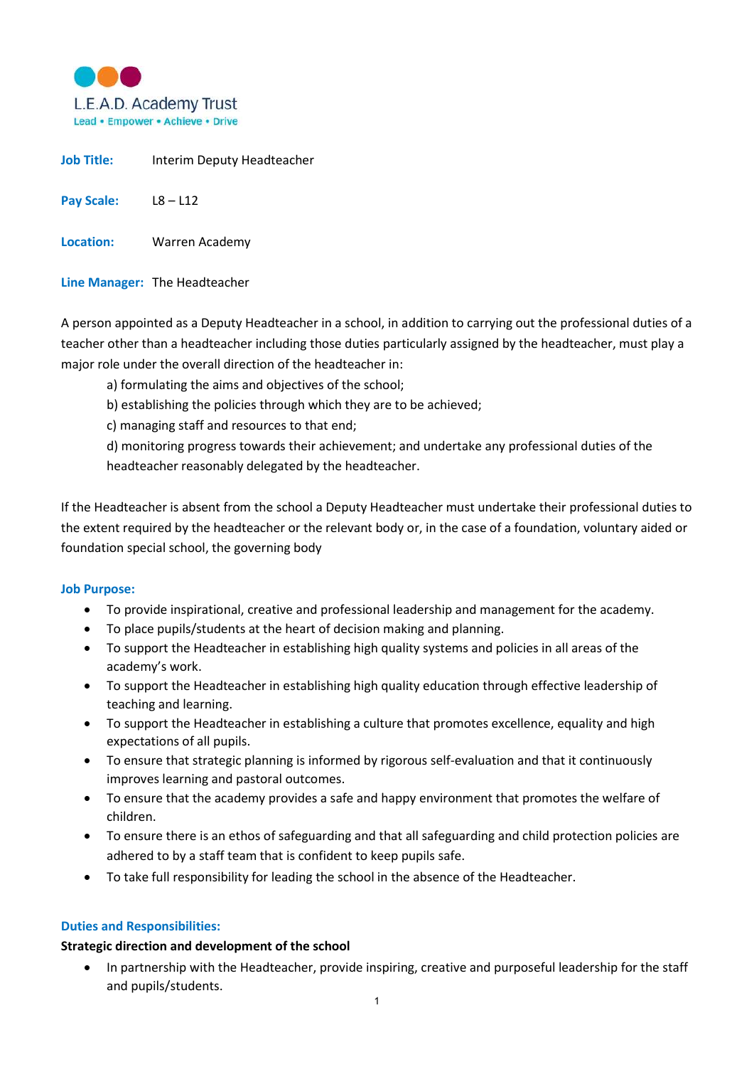L.E.A.D. Academy Trust
Lead • Empower • Achieve • Drive

**Job Title:** Interim Deputy Headteacher

**Pay Scale:** L8 – L12

**Location:** Warren Academy

**Line Manager:** The Headteacher

A person appointed as a Deputy Headteacher in a school, in addition to carrying out the professional duties of a teacher other than a headteacher including those duties particularly assigned by the headteacher, must play a major role under the overall direction of the headteacher in:

a) formulating the aims and objectives of the school;
b) establishing the policies through which they are to be achieved;
c) managing staff and resources to that end;
d) monitoring progress towards their achievement; and undertake any professional duties of the headteacher reasonably delegated by the headteacher.

If the Headteacher is absent from the school a Deputy Headteacher must undertake their professional duties to the extent required by the headteacher or the relevant body or, in the case of a foundation, voluntary aided or foundation special school, the governing body

## Job Purpose:

- To provide inspirational, creative and professional leadership and management for the academy.
- To place pupils/students at the heart of decision making and planning.
- To support the Headteacher in establishing high quality systems and policies in all areas of the academy's work.
- To support the Headteacher in establishing high quality education through effective leadership of teaching and learning.
- To support the Headteacher in establishing a culture that promotes excellence, equality and high expectations of all pupils.
- To ensure that strategic planning is informed by rigorous self-evaluation and that it continuously improves learning and pastoral outcomes.
- To ensure that the academy provides a safe and happy environment that promotes the welfare of children.
- To ensure there is an ethos of safeguarding and that all safeguarding and child protection policies are adhered to by a staff team that is confident to keep pupils safe.
- To take full responsibility for leading the school in the absence of the Headteacher.

## Duties and Responsibilities:

**Strategic direction and development of the school**

- In partnership with the Headteacher, provide inspiring, creative and purposeful leadership for the staff and pupils/students.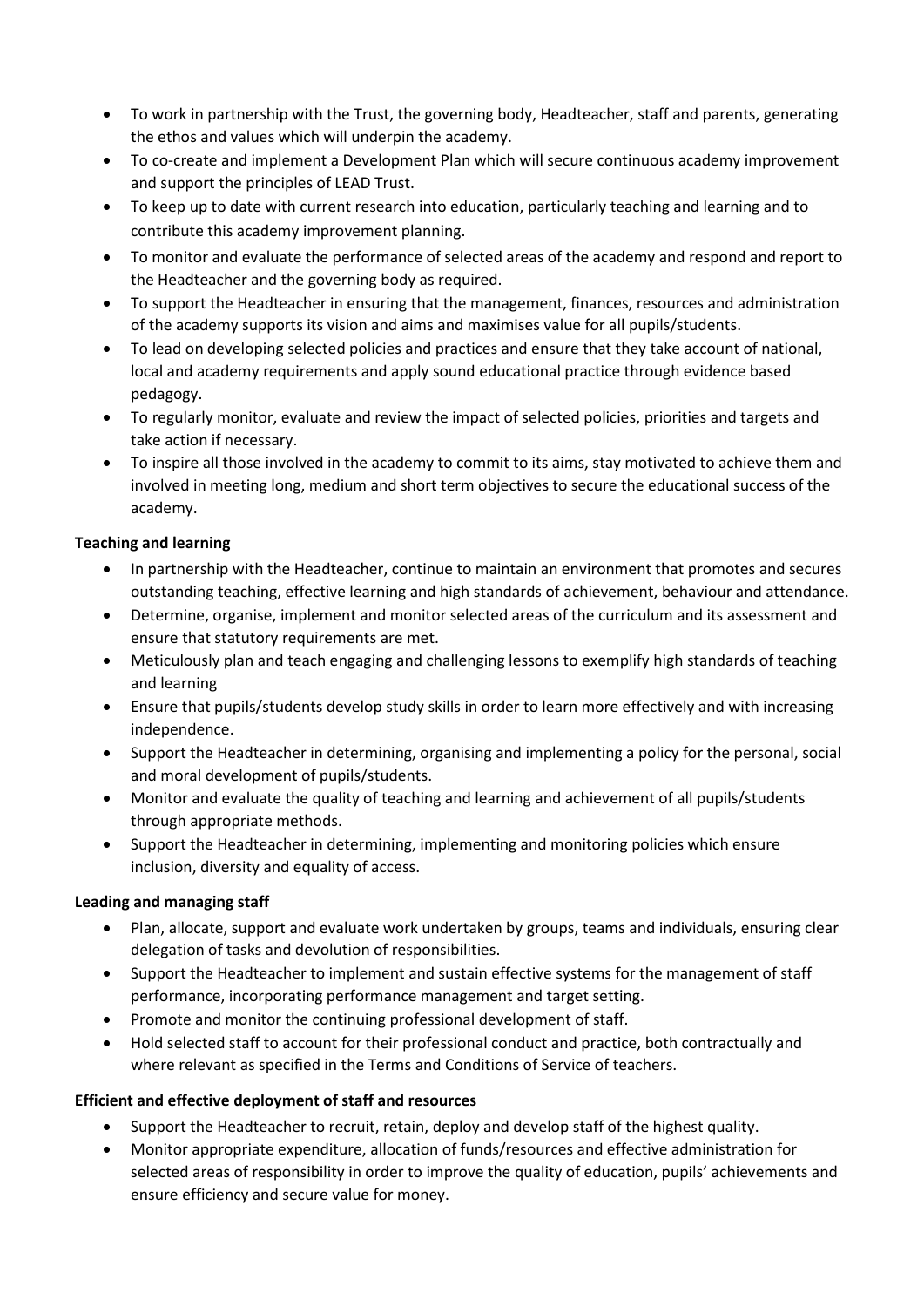- To work in partnership with the Trust, the governing body, Headteacher, staff and parents, generating the ethos and values which will underpin the academy.
- To co-create and implement a Development Plan which will secure continuous academy improvement and support the principles of LEAD Trust.
- To keep up to date with current research into education, particularly teaching and learning and to contribute this academy improvement planning.
- To monitor and evaluate the performance of selected areas of the academy and respond and report to the Headteacher and the governing body as required.
- To support the Headteacher in ensuring that the management, finances, resources and administration of the academy supports its vision and aims and maximises value for all pupils/students.
- To lead on developing selected policies and practices and ensure that they take account of national, local and academy requirements and apply sound educational practice through evidence based pedagogy.
- To regularly monitor, evaluate and review the impact of selected policies, priorities and targets and take action if necessary.
- To inspire all those involved in the academy to commit to its aims, stay motivated to achieve them and involved in meeting long, medium and short term objectives to secure the educational success of the academy.

**Teaching and learning**

- In partnership with the Headteacher, continue to maintain an environment that promotes and secures outstanding teaching, effective learning and high standards of achievement, behaviour and attendance.
- Determine, organise, implement and monitor selected areas of the curriculum and its assessment and ensure that statutory requirements are met.
- Meticulously plan and teach engaging and challenging lessons to exemplify high standards of teaching and learning
- Ensure that pupils/students develop study skills in order to learn more effectively and with increasing independence.
- Support the Headteacher in determining, organising and implementing a policy for the personal, social and moral development of pupils/students.
- Monitor and evaluate the quality of teaching and learning and achievement of all pupils/students through appropriate methods.
- Support the Headteacher in determining, implementing and monitoring policies which ensure inclusion, diversity and equality of access.

**Leading and managing staff**

- Plan, allocate, support and evaluate work undertaken by groups, teams and individuals, ensuring clear delegation of tasks and devolution of responsibilities.
- Support the Headteacher to implement and sustain effective systems for the management of staff performance, incorporating performance management and target setting.
- Promote and monitor the continuing professional development of staff.
- Hold selected staff to account for their professional conduct and practice, both contractually and where relevant as specified in the Terms and Conditions of Service of teachers.

**Efficient and effective deployment of staff and resources**

- Support the Headteacher to recruit, retain, deploy and develop staff of the highest quality.
- Monitor appropriate expenditure, allocation of funds/resources and effective administration for selected areas of responsibility in order to improve the quality of education, pupils' achievements and ensure efficiency and secure value for money.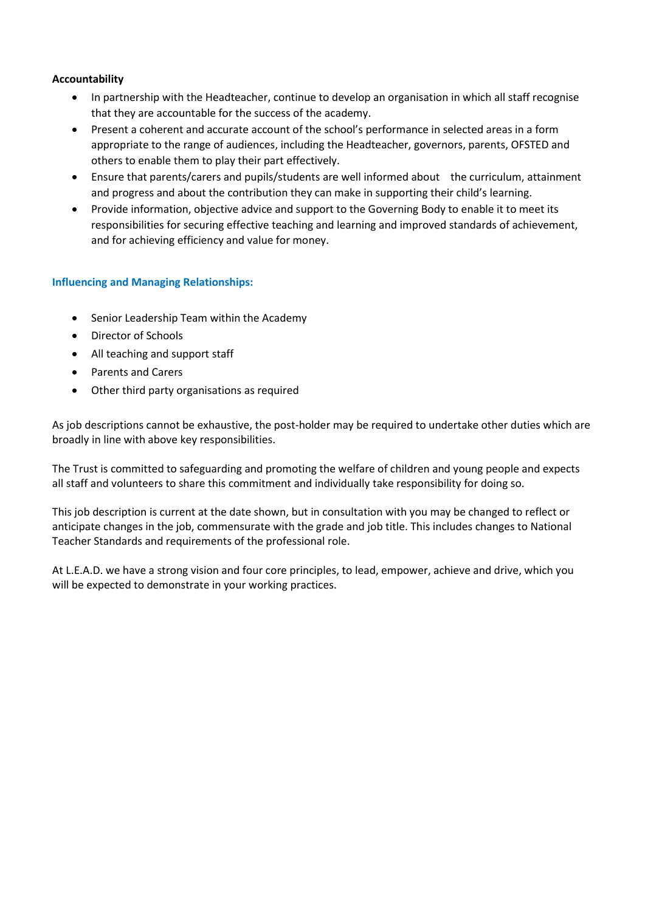**Accountability**

- In partnership with the Headteacher, continue to develop an organisation in which all staff recognise that they are accountable for the success of the academy.
- Present a coherent and accurate account of the school's performance in selected areas in a form appropriate to the range of audiences, including the Headteacher, governors, parents, OFSTED and others to enable them to play their part effectively.
- Ensure that parents/carers and pupils/students are well informed about the curriculum, attainment and progress and about the contribution they can make in supporting their child's learning.
- Provide information, objective advice and support to the Governing Body to enable it to meet its responsibilities for securing effective teaching and learning and improved standards of achievement, and for achieving efficiency and value for money.

**Influencing and Managing Relationships:**

- Senior Leadership Team within the Academy
- Director of Schools
- All teaching and support staff
- Parents and Carers
- Other third party organisations as required

As job descriptions cannot be exhaustive, the post-holder may be required to undertake other duties which are broadly in line with above key responsibilities.

The Trust is committed to safeguarding and promoting the welfare of children and young people and expects all staff and volunteers to share this commitment and individually take responsibility for doing so.

This job description is current at the date shown, but in consultation with you may be changed to reflect or anticipate changes in the job, commensurate with the grade and job title. This includes changes to National Teacher Standards and requirements of the professional role.

At L.E.A.D. we have a strong vision and four core principles, to lead, empower, achieve and drive, which you will be expected to demonstrate in your working practices.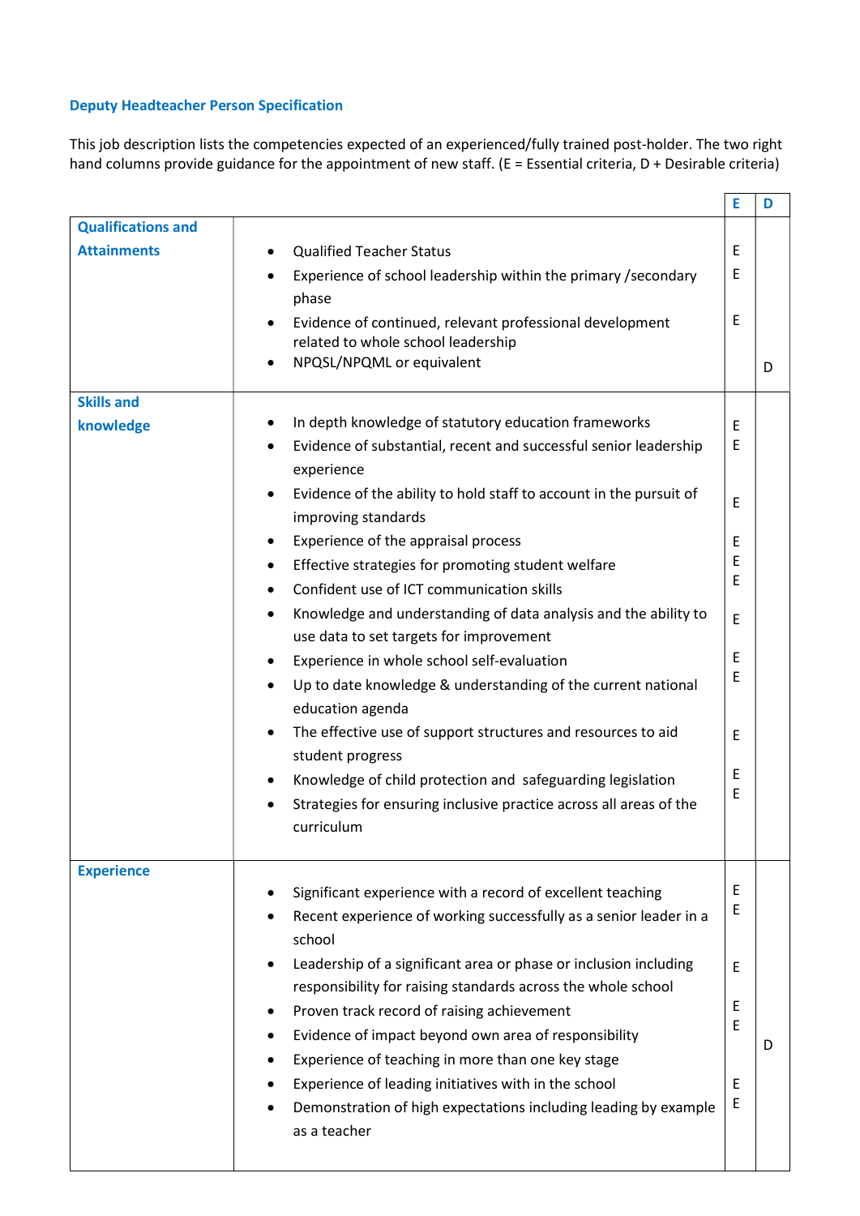### Deputy Headteacher Person Specification

This job description lists the competencies expected of an experienced/fully trained post-holder. The two right hand columns provide guidance for the appointment of new staff. (E = Essential criteria, D + Desirable criteria)

| | | E | D |
|---|---|---|---|
| **Qualifications and Attainments** | Qualified Teacher Status | E | |
| | Experience of school leadership within the primary /secondary phase | E | |
| | Evidence of continued, relevant professional development related to whole school leadership | E | |
| | NPQSL/NPQML or equivalent | | D |
| **Skills and knowledge** | In depth knowledge of statutory education frameworks | E | |
| | Evidence of substantial, recent and successful senior leadership experience | E | |
| | Evidence of the ability to hold staff to account in the pursuit of improving standards | E | |
| | Experience of the appraisal process | E | |
| | Effective strategies for promoting student welfare | E | |
| | Confident use of ICT communication skills | E | |
| | Knowledge and understanding of data analysis and the ability to use data to set targets for improvement | E | |
| | Experience in whole school self-evaluation | E | |
| | Up to date knowledge & understanding of the current national education agenda | E | |
| | The effective use of support structures and resources to aid student progress | E | |
| | Knowledge of child protection and safeguarding legislation | E | |
| | Strategies for ensuring inclusive practice across all areas of the curriculum | E | |
| **Experience** | Significant experience with a record of excellent teaching | E | |
| | Recent experience of working successfully as a senior leader in a school | E | |
| | Leadership of a significant area or phase or inclusion including responsibility for raising standards across the whole school | E | |
| | Proven track record of raising achievement | E | |
| | Evidence of impact beyond own area of responsibility | E | |
| | Experience of teaching in more than one key stage | | D |
| | Experience of leading initiatives with in the school | E | |
| | Demonstration of high expectations including leading by example as a teacher | E | |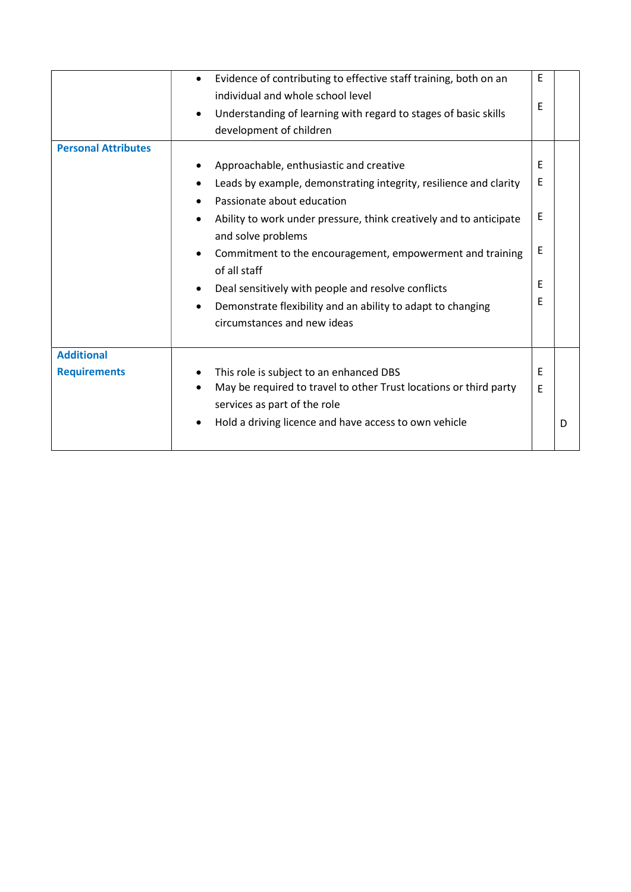| | | | |
|---|---|---|---|
| | • Evidence of contributing to effective staff training, both on an individual and whole school level<br>• Understanding of learning with regard to stages of basic skills development of children | E<br>E | |
| **Personal Attributes** | • Approachable, enthusiastic and creative<br>• Leads by example, demonstrating integrity, resilience and clarity<br>• Passionate about education<br>• Ability to work under pressure, think creatively and to anticipate and solve problems<br>• Commitment to the encouragement, empowerment and training of all staff<br>• Deal sensitively with people and resolve conflicts<br>• Demonstrate flexibility and an ability to adapt to changing circumstances and new ideas | E<br>E<br>E<br>E<br>E<br>E | |
| **Additional Requirements** | • This role is subject to an enhanced DBS<br>• May be required to travel to other Trust locations or third party services as part of the role<br>• Hold a driving licence and have access to own vehicle | E<br>E | D |